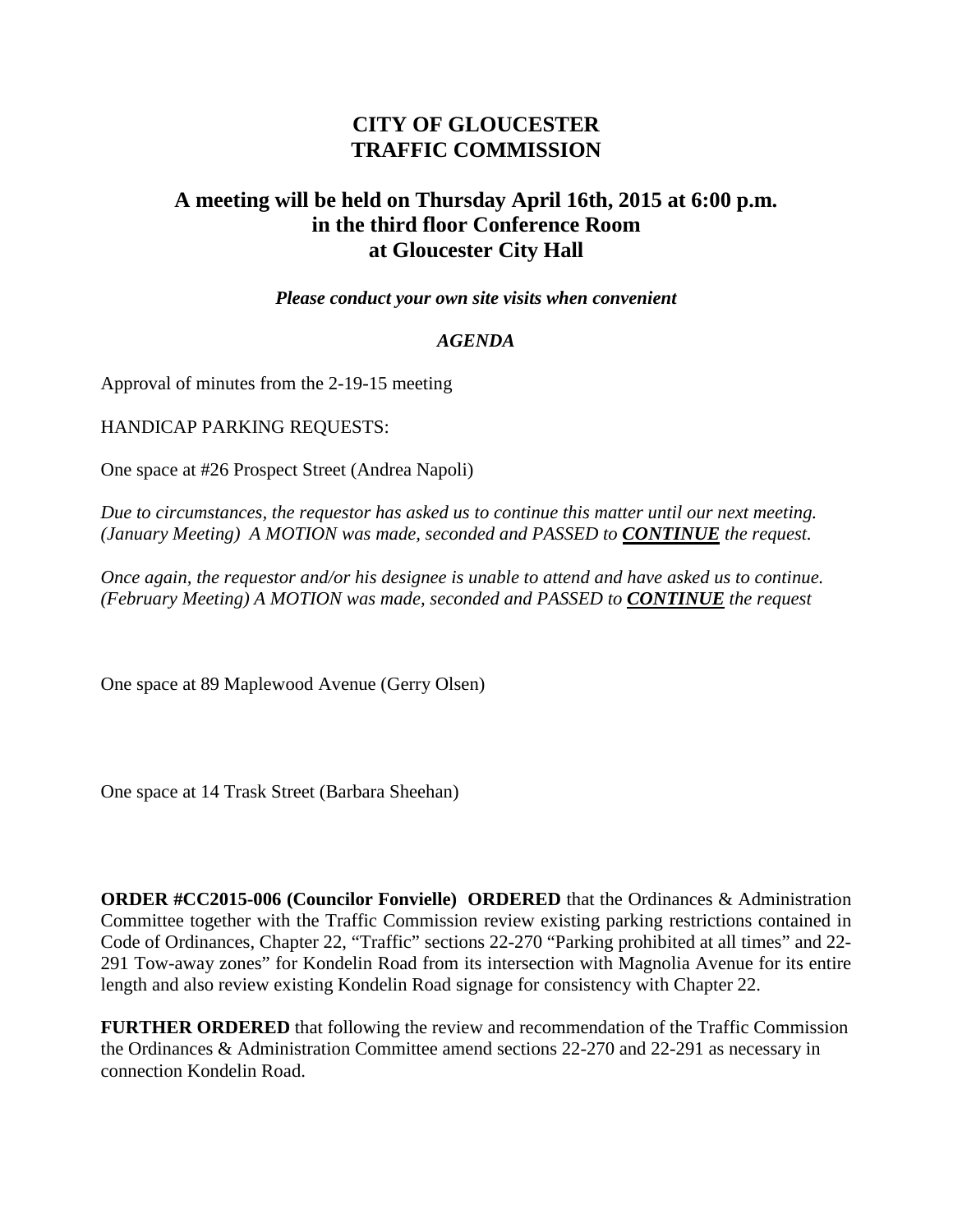# CITY OF GLOUCESTER
# TRAFFIC COMMISSION

## A meeting will be held on Thursday April 16th, 2015 at 6:00 p.m. in the third floor Conference Room at Gloucester City Hall

***Please conduct your own site visits when convenient***

***AGENDA***

Approval of minutes from the 2-19-15 meeting

HANDICAP PARKING REQUESTS:

One space at #26 Prospect Street (Andrea Napoli)

*Due to circumstances, the requestor has asked us to continue this matter until our next meeting. (January Meeting) A MOTION was made, seconded and PASSED to* ***CONTINUE*** *the request.*

*Once again, the requestor and/or his designee is unable to attend and have asked us to continue. (February Meeting) A MOTION was made, seconded and PASSED to* ***CONTINUE*** *the request*

One space at 89 Maplewood Avenue (Gerry Olsen)

One space at 14 Trask Street (Barbara Sheehan)

**ORDER #CC2015-006 (Councilor Fonvielle) ORDERED** that the Ordinances & Administration Committee together with the Traffic Commission review existing parking restrictions contained in Code of Ordinances, Chapter 22, "Traffic" sections 22-270 "Parking prohibited at all times" and 22-291 Tow-away zones" for Kondelin Road from its intersection with Magnolia Avenue for its entire length and also review existing Kondelin Road signage for consistency with Chapter 22.

**FURTHER ORDERED** that following the review and recommendation of the Traffic Commission the Ordinances & Administration Committee amend sections 22-270 and 22-291 as necessary in connection Kondelin Road.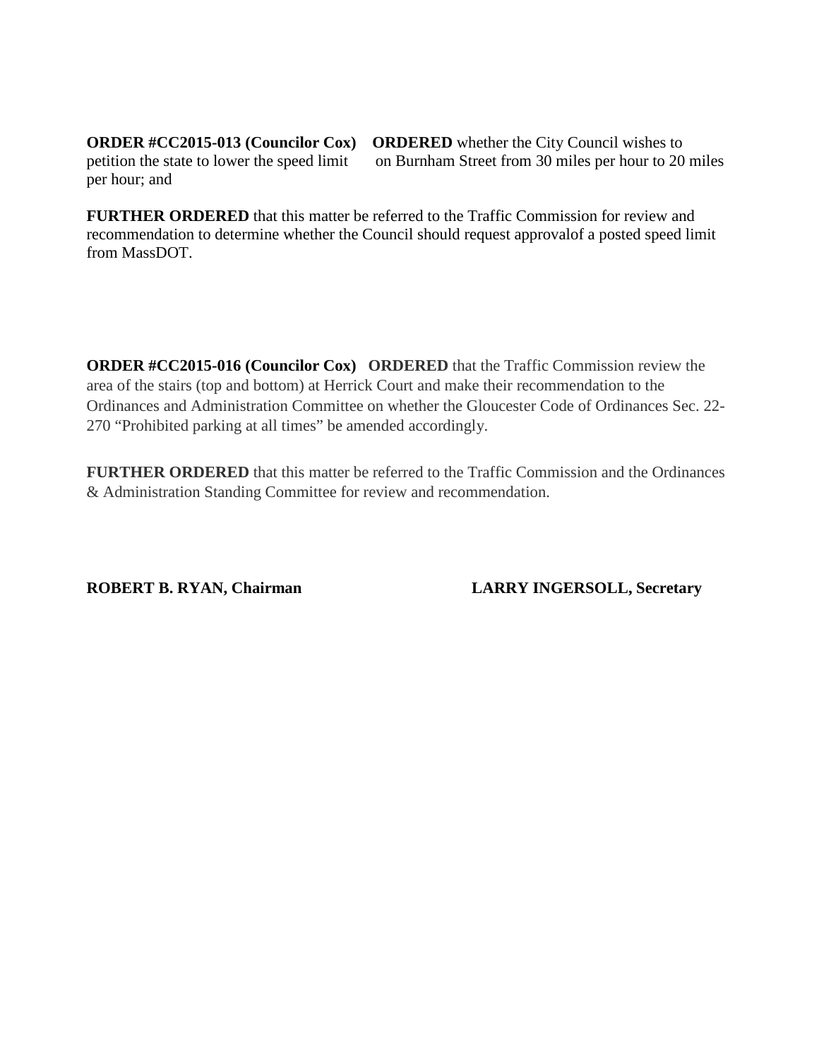**ORDER #CC2015-013 (Councilor Cox)** **ORDERED** whether the City Council wishes to petition the state to lower the speed limit on Burnham Street from 30 miles per hour to 20 miles per hour; and

**FURTHER ORDERED** that this matter be referred to the Traffic Commission for review and recommendation to determine whether the Council should request approvalof a posted speed limit from MassDOT.

**ORDER #CC2015-016 (Councilor Cox)** **ORDERED** that the Traffic Commission review the area of the stairs (top and bottom) at Herrick Court and make their recommendation to the Ordinances and Administration Committee on whether the Gloucester Code of Ordinances Sec. 22-270 "Prohibited parking at all times" be amended accordingly.

**FURTHER ORDERED** that this matter be referred to the Traffic Commission and the Ordinances & Administration Standing Committee for review and recommendation.

**ROBERT B. RYAN, Chairman** **LARRY INGERSOLL, Secretary**